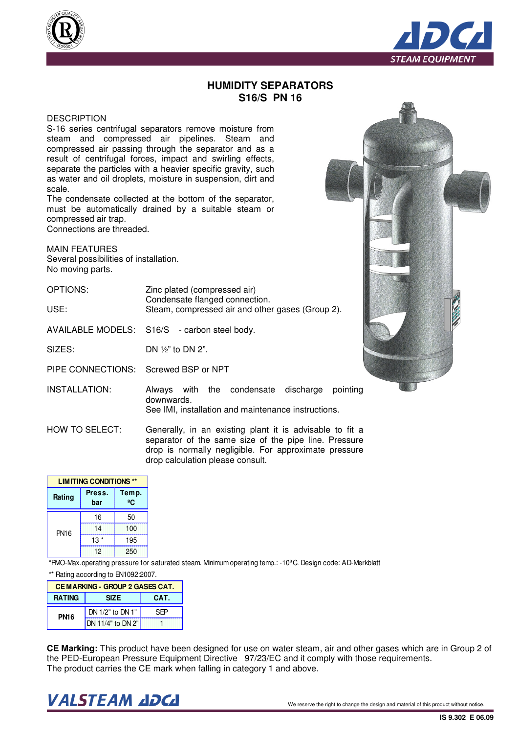# HUMIDITY SEPARATORS
## S16/S PN 16

DESCRIPTION

S-16 series centrifugal separators remove moisture from steam and compressed air pipelines. Steam and compressed air passing through the separator and as a result of centrifugal forces, impact and swirling effects, separate the particles with a heavier specific gravity, such as water and oil droplets, moisture in suspension, dirt and scale.

The condensate collected at the bottom of the separator, must be automatically drained by a suitable steam or compressed air trap.

Connections are threaded.

MAIN FEATURES

Several possibilities of installation.

No moving parts.

OPTIONS: Zinc plated (compressed air)
Condensate flanged connection.

USE: Steam, compressed air and other gases (Group 2).

AVAILABLE MODELS: S16/S - carbon steel body.

SIZES: DN ½" to DN 2".

PIPE CONNECTIONS: Screwed BSP or NPT

INSTALLATION: Always with the condensate discharge pointing downwards.
See IMI, installation and maintenance instructions.

HOW TO SELECT: Generally, in an existing plant it is advisable to fit a separator of the same size of the pipe line. Pressure drop is normally negligible. For approximate pressure drop calculation please consult.

| LIMITING CONDITIONS ** | | |
|---|---|---|
| Rating | Press. bar | Temp. ºC |
| PN16 | 16 | 50 |
| | 14 | 100 |
| | 13 * | 195 |
| | 12 | 250 |

*PMO-Max.operating pressure for saturated steam. Minimum operating temp.: -10ºC. Design code: AD-Merkblatt

** Rating according to EN1092:2007.

| CE MARKING - GROUP 2 GASES CAT. | | |
|---|---|---|
| RATING | SIZE | CAT. |
| PN16 | DN 1/2" to DN 1" | SEP |
| | DN 11/4" to DN 2" | 1 |

**CE Marking:** This product have been designed for use on water steam, air and other gases which are in Group 2 of the PED-European Pressure Equipment Directive 97/23/EC and it comply with those requirements.
The product carries the CE mark when falling in category 1 and above.

We reserve the right to change the design and material of this product without notice.

IS 9.302 E 06.09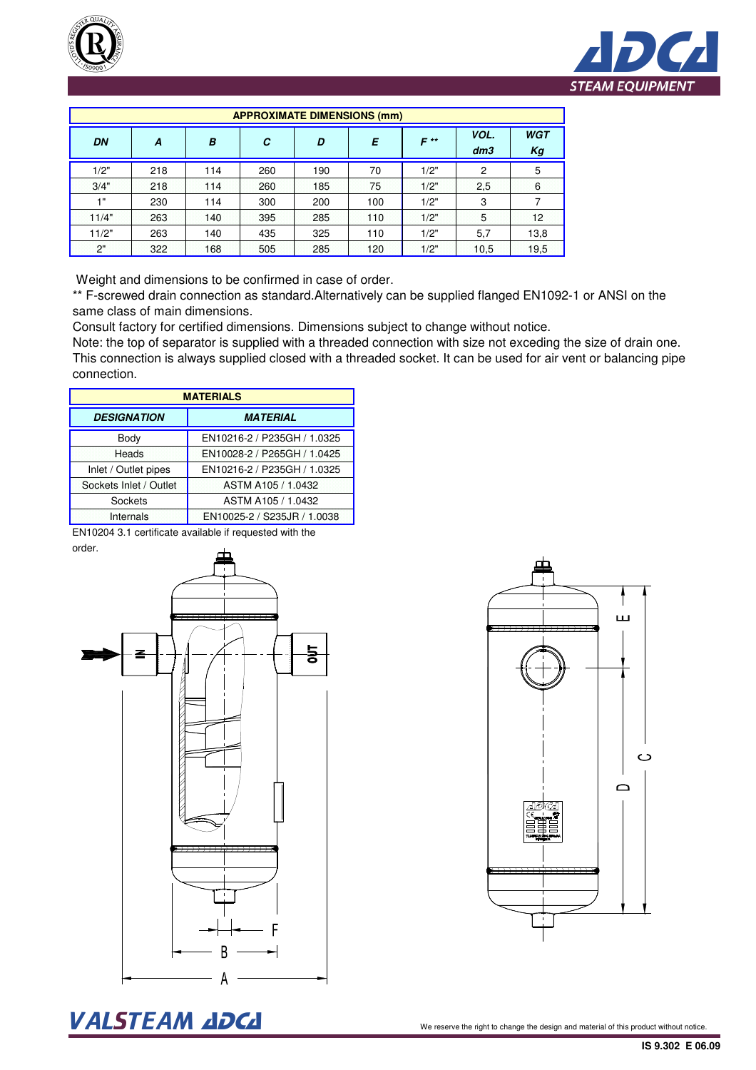| APPROXIMATE DIMENSIONS (mm) | | | | | | | | |
|---|---|---|---|---|---|---|---|---|
| **DN** | **A** | **B** | **C** | **D** | **E** | **F \*\*** | **VOL. dm3** | **WGT Kg** |
| 1/2" | 218 | 114 | 260 | 190 | 70 | 1/2" | 2 | 5 |
| 3/4" | 218 | 114 | 260 | 185 | 75 | 1/2" | 2,5 | 6 |
| 1" | 230 | 114 | 300 | 200 | 100 | 1/2" | 3 | 7 |
| 11/4" | 263 | 140 | 395 | 285 | 110 | 1/2" | 5 | 12 |
| 11/2" | 263 | 140 | 435 | 325 | 110 | 1/2" | 5,7 | 13,8 |
| 2" | 322 | 168 | 505 | 285 | 120 | 1/2" | 10,5 | 19,5 |

Weight and dimensions to be confirmed in case of order.

** F-screwed drain connection as standard.Alternatively can be supplied flanged EN1092-1 or ANSI on the same class of main dimensions.

Consult factory for certified dimensions. Dimensions subject to change without notice.

Note: the top of separator is supplied with a threaded connection with size not exceeding the size of drain one. This connection is always supplied closed with a threaded socket. It can be used for air vent or balancing pipe connection.

| MATERIALS | |
|---|---|
| **DESIGNATION** | **MATERIAL** |
| Body | EN10216-2 / P235GH / 1.0325 |
| Heads | EN10028-2 / P265GH / 1.0425 |
| Inlet / Outlet pipes | EN10216-2 / P235GH / 1.0325 |
| Sockets Inlet / Outlet | ASTM A105 / 1.0432 |
| Sockets | ASTM A105 / 1.0432 |
| Internals | EN10025-2 / S235JR / 1.0038 |

EN10204 3.1 certificate available if requested with the order.

IN
OUT
A
B
F
C
D
E

We reserve the right to change the design and material of this product without notice.

IS 9.302 E 06.09